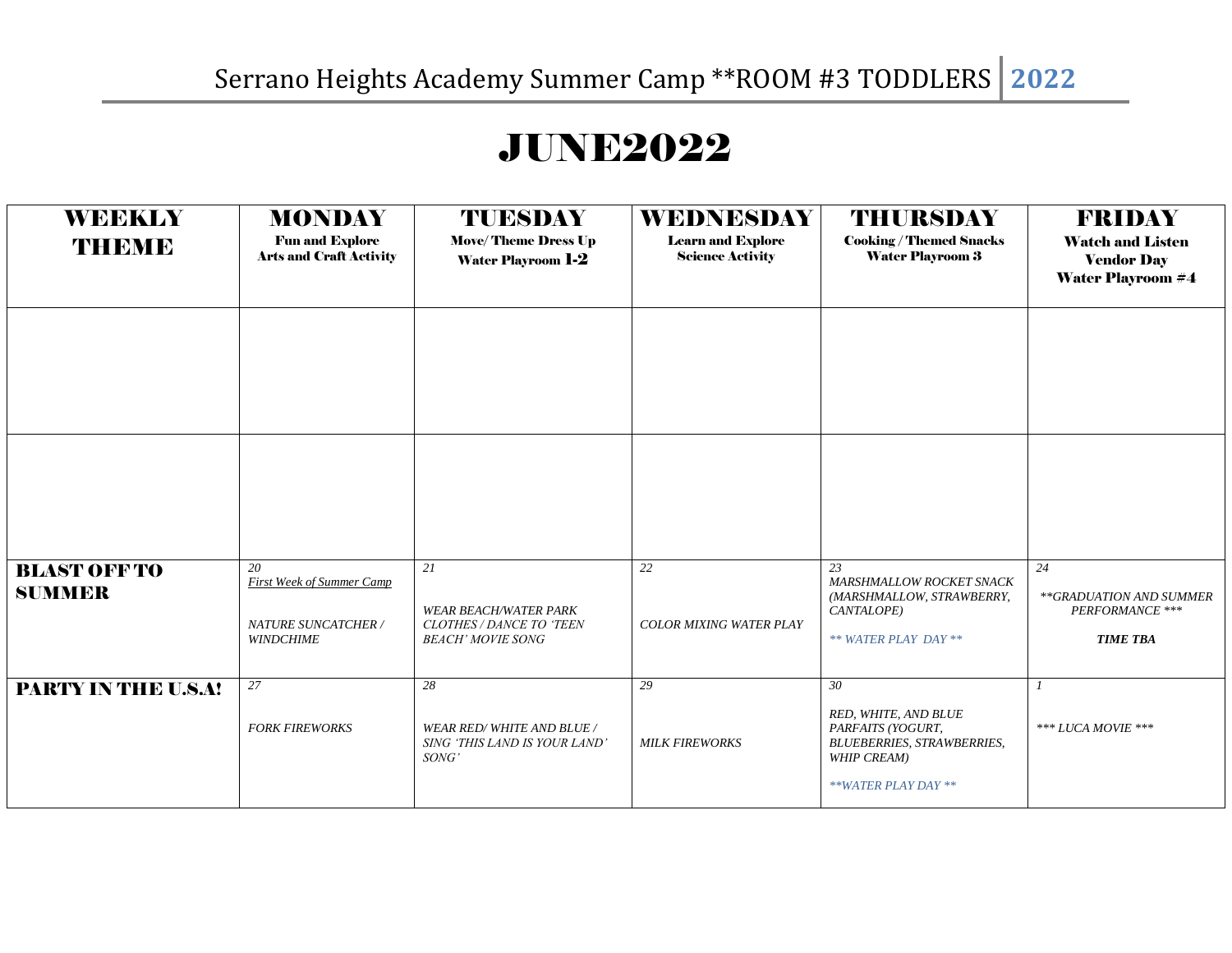Serrano Heights Academy Summer Camp **ROOM #3 TODDLERS | **2022**

# JUNE2022

| WEEKLY THEME | MONDAY<br>Fun and Explore<br>Arts and Craft Activity | TUESDAY<br>Move/ Theme Dress Up<br>Water Playroom 1-2 | WEDNESDAY<br>Learn and Explore<br>Science Activity | THURSDAY<br>Cooking / Themed Snacks<br>Water Playroom 3 | FRIDAY<br>Watch and Listen<br>Vendor Day<br>Water Playroom #4 |
|---|---|---|---|---|---|
| | | | | | |
| | | | | | |
| **BLAST OFF TO SUMMER** | *20*<br>*First Week of Summer Camp*<br>*NATURE SUNCATCHER / WINDCHIME* | *21*<br>*WEAR BEACH/WATER PARK CLOTHES / DANCE TO 'TEEN BEACH' MOVIE SONG* | *22*<br>*COLOR MIXING WATER PLAY* | *23*<br>*MARSHMALLOW ROCKET SNACK (MARSHMALLOW, STRAWBERRY, CANTALOPE)*<br>*** WATER PLAY DAY *** | *24*<br>*\*\*GRADUATION AND SUMMER PERFORMANCE \*\*\**<br>***TIME TBA*** |
| **PARTY IN THE U.S.A!** | *27*<br>*FORK FIREWORKS* | *28*<br>*WEAR RED/ WHITE AND BLUE / SING 'THIS LAND IS YOUR LAND' SONG'* | *29*<br>*MILK FIREWORKS* | *30*<br>*RED, WHITE, AND BLUE PARFAITS (YOGURT, BLUEBERRIES, STRAWBERRIES, WHIP CREAM)*<br>*\*\*WATER PLAY DAY \*\** | *1*<br>*\*\*\* LUCA MOVIE \*\*\** |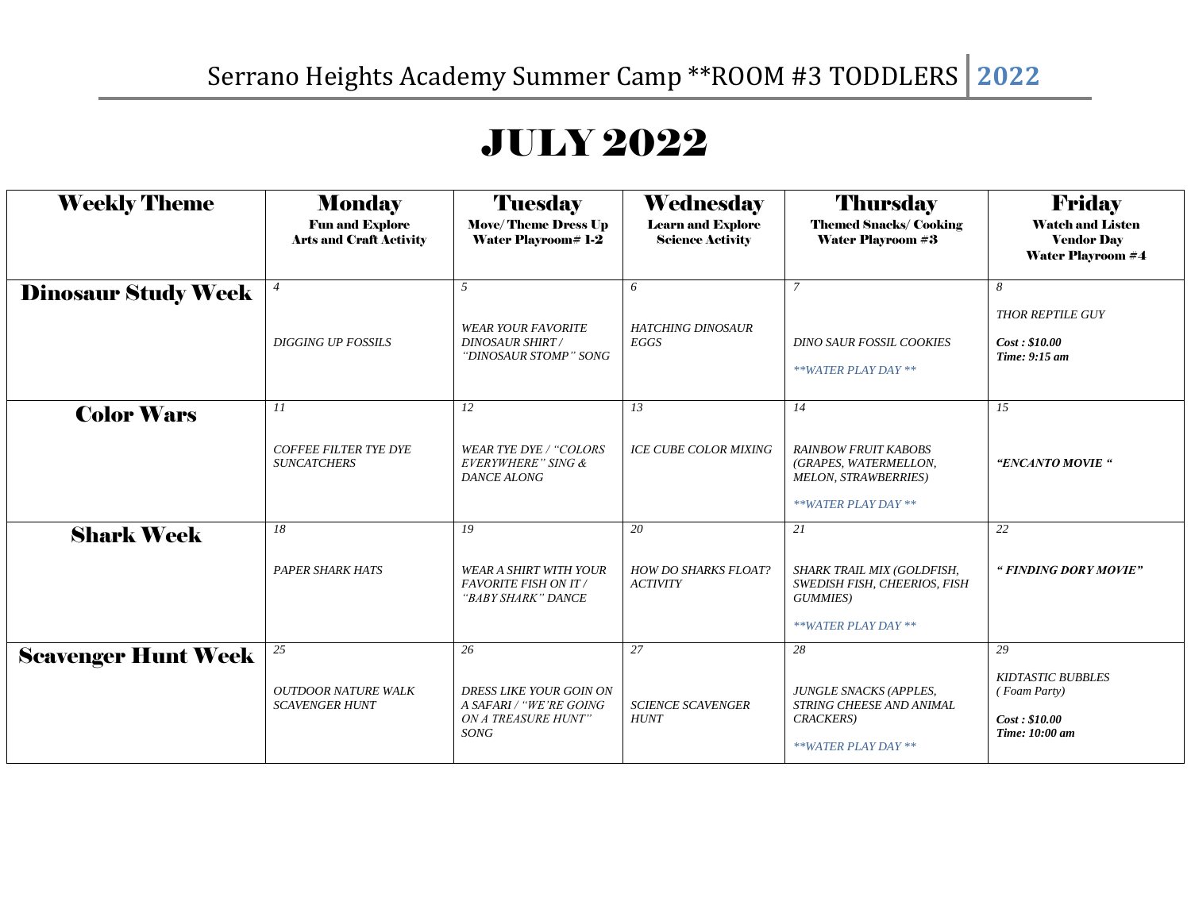Serrano Heights Academy Summer Camp **ROOM #3 TODDLERS | 2022

# JULY 2022

| Weekly Theme | Monday<br>Fun and Explore<br>Arts and Craft Activity | Tuesday<br>Move/ Theme Dress Up<br>Water Playroom# 1-2 | Wednesday<br>Learn and Explore<br>Science Activity | Thursday<br>Themed Snacks/ Cooking<br>Water Playroom #3 | Friday<br>Watch and Listen<br>Vendor Day<br>Water Playroom #4 |
|---|---|---|---|---|---|
| **Dinosaur Study Week** | *4*<br>*DIGGING UP FOSSILS* | *5*<br>*WEAR YOUR FAVORITE DINOSAUR SHIRT / "DINOSAUR STOMP" SONG* | *6*<br>*HATCHING DINOSAUR EGGS* | *7*<br>*DINO SAUR FOSSIL COOKIES*<br>*\*\*WATER PLAY DAY \*\** | *8*<br>*THOR REPTILE GUY*<br>***Cost : $10.00***<br>***Time: 9:15 am*** |
| **Color Wars** | *11*<br>*COFFEE FILTER TYE DYE SUNCATCHERS* | *12*<br>*WEAR TYE DYE / "COLORS EVERYWHERE" SING & DANCE ALONG* | *13*<br>*ICE CUBE COLOR MIXING* | *14*<br>*RAINBOW FRUIT KABOBS (GRAPES, WATERMELLON, MELON, STRAWBERRIES)*<br>*\*\*WATER PLAY DAY \*\** | *15*<br>***"ENCANTO MOVIE "*** |
| **Shark Week** | *18*<br>*PAPER SHARK HATS* | *19*<br>*WEAR A SHIRT WITH YOUR FAVORITE FISH ON IT / "BABY SHARK" DANCE* | *20*<br>*HOW DO SHARKS FLOAT? ACTIVITY* | *21*<br>*SHARK TRAIL MIX (GOLDFISH, SWEDISH FISH, CHEERIOS, FISH GUMMIES)*<br>*\*\*WATER PLAY DAY \*\** | *22*<br>***" FINDING DORY MOVIE"*** |
| **Scavenger Hunt Week** | *25*<br>*OUTDOOR NATURE WALK SCAVENGER HUNT* | *26*<br>*DRESS LIKE YOUR GOIN ON A SAFARI / "WE'RE GOING ON A TREASURE HUNT" SONG* | *27*<br>*SCIENCE SCAVENGER HUNT* | *28*<br>*JUNGLE SNACKS (APPLES, STRING CHEESE AND ANIMAL CRACKERS)*<br>*\*\*WATER PLAY DAY \*\** | *29*<br>*KIDTASTIC BUBBLES ( Foam Party)*<br>***Cost : $10.00***<br>***Time: 10:00 am*** |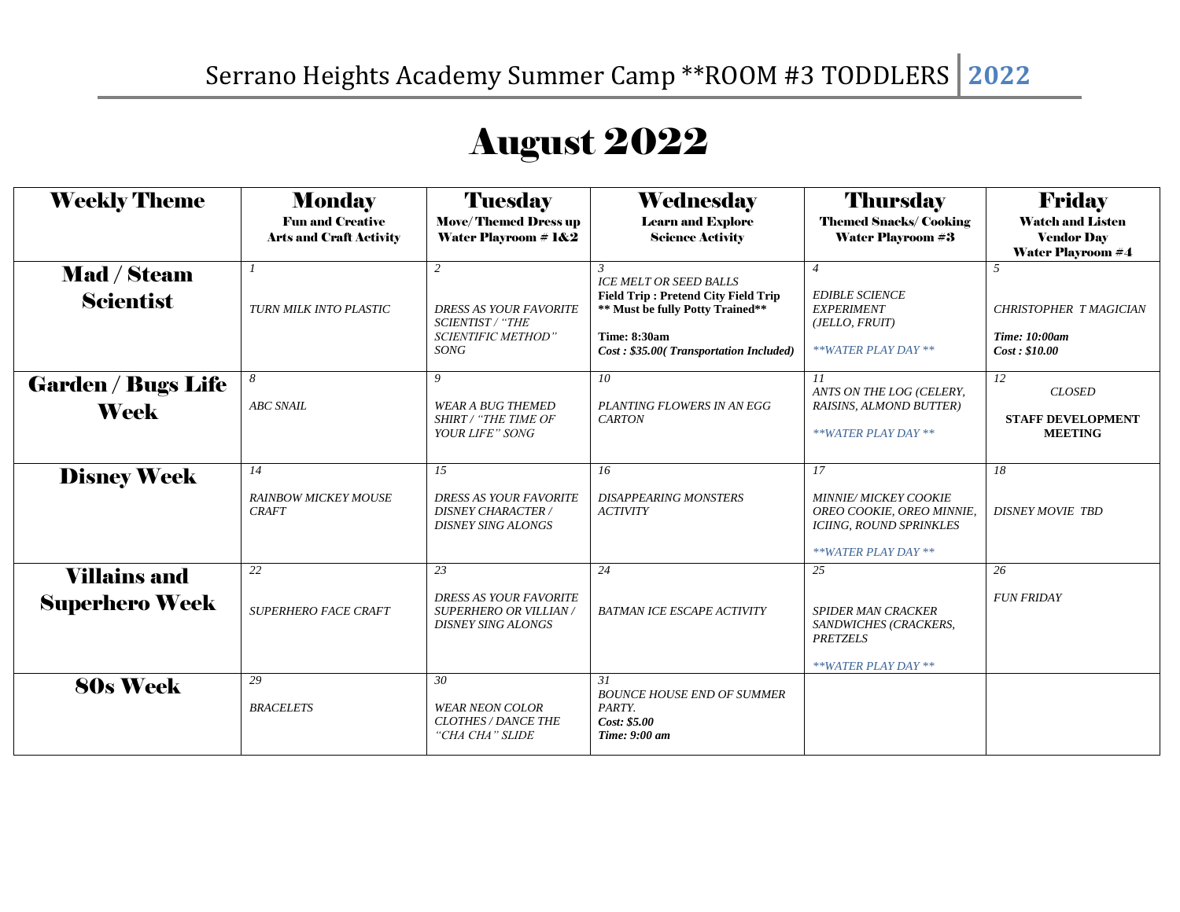Serrano Heights Academy Summer Camp **ROOM #3 TODDLERS | **2022**

# August 2022

| **Weekly Theme** | **Monday**<br>**Fun and Creative Arts and Craft Activity** | **Tuesday**<br>**Move/ Themed Dress up Water Playroom # 1&2** | **Wednesday**<br>**Learn and Explore Science Activity** | **Thursday**<br>**Themed Snacks/ Cooking Water Playroom #3** | **Friday**<br>**Watch and Listen Vendor Day Water Playroom #4** |
|---|---|---|---|---|---|
| **Mad / Steam Scientist** | *1*<br>*TURN MILK INTO PLASTIC* | *2*<br>*DRESS AS YOUR FAVORITE SCIENTIST / "THE SCIENTIFIC METHOD" SONG* | *3*<br>*ICE MELT OR SEED BALLS*<br>**Field Trip : Pretend City Field Trip**<br>**** Must be fully Potty Trained****<br>**Time: 8:30am**<br>***Cost : $35.00( Transportation Included)*** | *4*<br>*EDIBLE SCIENCE EXPERIMENT (JELLO, FRUIT)*<br>*\*\*WATER PLAY DAY \*\** | *5*<br>*CHRISTOPHER T MAGICIAN*<br>***Time: 10:00am***<br>***Cost : $10.00*** |
| **Garden / Bugs Life Week** | *8*<br>*ABC SNAIL* | *9*<br>*WEAR A BUG THEMED SHIRT / "THE TIME OF YOUR LIFE" SONG* | *10*<br>*PLANTING FLOWERS IN AN EGG CARTON* | *11*<br>*ANTS ON THE LOG (CELERY, RAISINS, ALMOND BUTTER)*<br>*\*\*WATER PLAY DAY \*\** | *12*<br>*CLOSED*<br>**STAFF DEVELOPMENT MEETING** |
| **Disney Week** | *14*<br>*RAINBOW MICKEY MOUSE CRAFT* | *15*<br>*DRESS AS YOUR FAVORITE DISNEY CHARACTER / DISNEY SING ALONGS* | *16*<br>*DISAPPEARING MONSTERS ACTIVITY* | *17*<br>*MINNIE/ MICKEY COOKIE OREO COOKIE, OREO MINNIE, ICIING, ROUND SPRINKLES*<br>*\*\*WATER PLAY DAY \*\** | *18*<br>*DISNEY MOVIE TBD* |
| **Villains and Superhero Week** | *22*<br>*SUPERHERO FACE CRAFT* | *23*<br>*DRESS AS YOUR FAVORITE SUPERHERO OR VILLIAN / DISNEY SING ALONGS* | *24*<br>*BATMAN ICE ESCAPE ACTIVITY* | *25*<br>*SPIDER MAN CRACKER SANDWICHES (CRACKERS, PRETZELS*<br>*\*\*WATER PLAY DAY \*\** | *26*<br>*FUN FRIDAY* |
| **80s Week** | *29*<br>*BRACELETS* | *30*<br>*WEAR NEON COLOR CLOTHES / DANCE THE "CHA CHA" SLIDE* | *31*<br>*BOUNCE HOUSE END OF SUMMER PARTY.*<br>***Cost: $5.00***<br>***Time: 9:00 am*** | | |